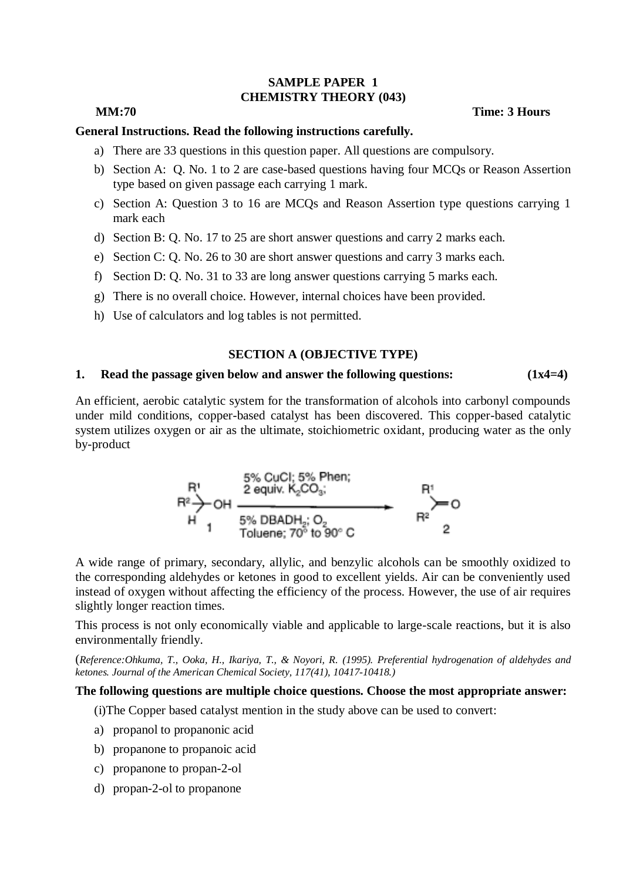**SAMPLE PAPER 1**
**CHEMISTRY THEORY (043)**

**MM:70** **Time: 3 Hours**

**General Instructions. Read the following instructions carefully.**

a) There are 33 questions in this question paper. All questions are compulsory.
b) Section A: Q. No. 1 to 2 are case-based questions having four MCQs or Reason Assertion type based on given passage each carrying 1 mark.
c) Section A: Question 3 to 16 are MCQs and Reason Assertion type questions carrying 1 mark each
d) Section B: Q. No. 17 to 25 are short answer questions and carry 2 marks each.
e) Section C: Q. No. 26 to 30 are short answer questions and carry 3 marks each.
f) Section D: Q. No. 31 to 33 are long answer questions carrying 5 marks each.
g) There is no overall choice. However, internal choices have been provided.
h) Use of calculators and log tables is not permitted.

**SECTION A (OBJECTIVE TYPE)**

**1. Read the passage given below and answer the following questions: (1x4=4)**

An efficient, aerobic catalytic system for the transformation of alcohols into carbonyl compounds under mild conditions, copper-based catalyst has been discovered. This copper-based catalytic system utilizes oxygen or air as the ultimate, stoichiometric oxidant, producing water as the only by-product

$$R^1R^2CH\text{-}OH \;(1) \xrightarrow[\text{5\% DBADH}_2;\ O_2;\ \text{Toluene; }70^\circ \text{ to } 90^\circ\text{ C}]{\text{5\% CuCl; 5\% Phen; 2 equiv. } K_2CO_3} R^1R^2C\text{=}O \;(2)$$

A wide range of primary, secondary, allylic, and benzylic alcohols can be smoothly oxidized to the corresponding aldehydes or ketones in good to excellent yields. Air can be conveniently used instead of oxygen without affecting the efficiency of the process. However, the use of air requires slightly longer reaction times.

This process is not only economically viable and applicable to large-scale reactions, but it is also environmentally friendly.

(*Reference:Ohkuma, T., Ooka, H., Ikariya, T., & Noyori, R. (1995). Preferential hydrogenation of aldehydes and ketones. Journal of the American Chemical Society, 117(41), 10417-10418.*)

**The following questions are multiple choice questions. Choose the most appropriate answer:**

(i)The Copper based catalyst mention in the study above can be used to convert:

a) propanol to propanonic acid
b) propanone to propanoic acid
c) propanone to propan-2-ol
d) propan-2-ol to propanone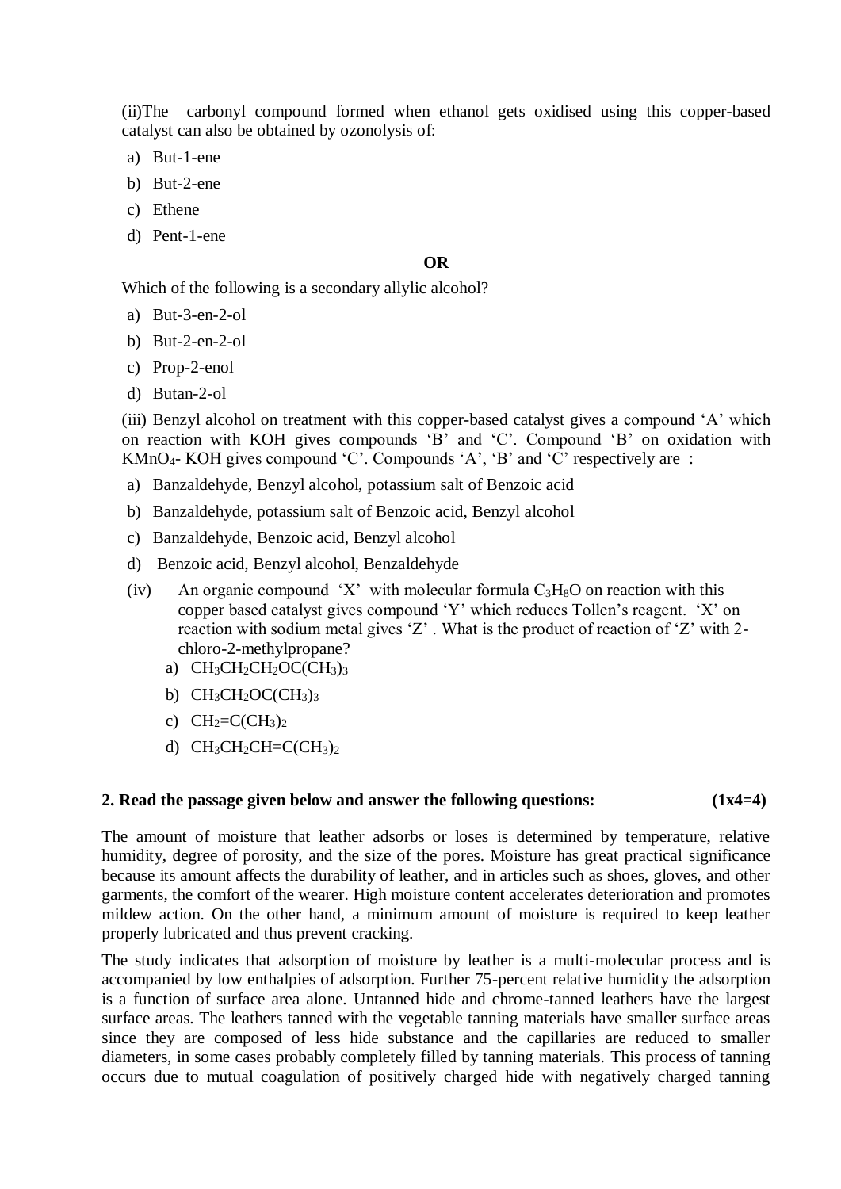(ii)The carbonyl compound formed when ethanol gets oxidised using this copper-based catalyst can also be obtained by ozonolysis of:

a) But-1-ene
b) But-2-ene
c) Ethene
d) Pent-1-ene

**OR**

Which of the following is a secondary allylic alcohol?

a) But-3-en-2-ol
b) But-2-en-2-ol
c) Prop-2-enol
d) Butan-2-ol

(iii) Benzyl alcohol on treatment with this copper-based catalyst gives a compound 'A' which on reaction with KOH gives compounds 'B' and 'C'. Compound 'B' on oxidation with $KMnO_4$- KOH gives compound 'C'. Compounds 'A', 'B' and 'C' respectively are :

a) Banzaldehyde, Benzyl alcohol, potassium salt of Benzoic acid
b) Banzaldehyde, potassium salt of Benzoic acid, Benzyl alcohol
c) Banzaldehyde, Benzoic acid, Benzyl alcohol
d) Benzoic acid, Benzyl alcohol, Benzaldehyde

(iv) An organic compound 'X' with molecular formula $C_3H_8O$ on reaction with this copper based catalyst gives compound 'Y' which reduces Tollen's reagent. 'X' on reaction with sodium metal gives 'Z' . What is the product of reaction of 'Z' with 2-chloro-2-methylpropane?

a) $CH_3CH_2CH_2OC(CH_3)_3$
b) $CH_3CH_2OC(CH_3)_3$
c) $CH_2{=}C(CH_3)_2$
d) $CH_3CH_2CH{=}C(CH_3)_2$

**2. Read the passage given below and answer the following questions: (1x4=4)**

The amount of moisture that leather adsorbs or loses is determined by temperature, relative humidity, degree of porosity, and the size of the pores. Moisture has great practical significance because its amount affects the durability of leather, and in articles such as shoes, gloves, and other garments, the comfort of the wearer. High moisture content accelerates deterioration and promotes mildew action. On the other hand, a minimum amount of moisture is required to keep leather properly lubricated and thus prevent cracking.

The study indicates that adsorption of moisture by leather is a multi-molecular process and is accompanied by low enthalpies of adsorption. Further 75-percent relative humidity the adsorption is a function of surface area alone. Untanned hide and chrome-tanned leathers have the largest surface areas. The leathers tanned with the vegetable tanning materials have smaller surface areas since they are composed of less hide substance and the capillaries are reduced to smaller diameters, in some cases probably completely filled by tanning materials. This process of tanning occurs due to mutual coagulation of positively charged hide with negatively charged tanning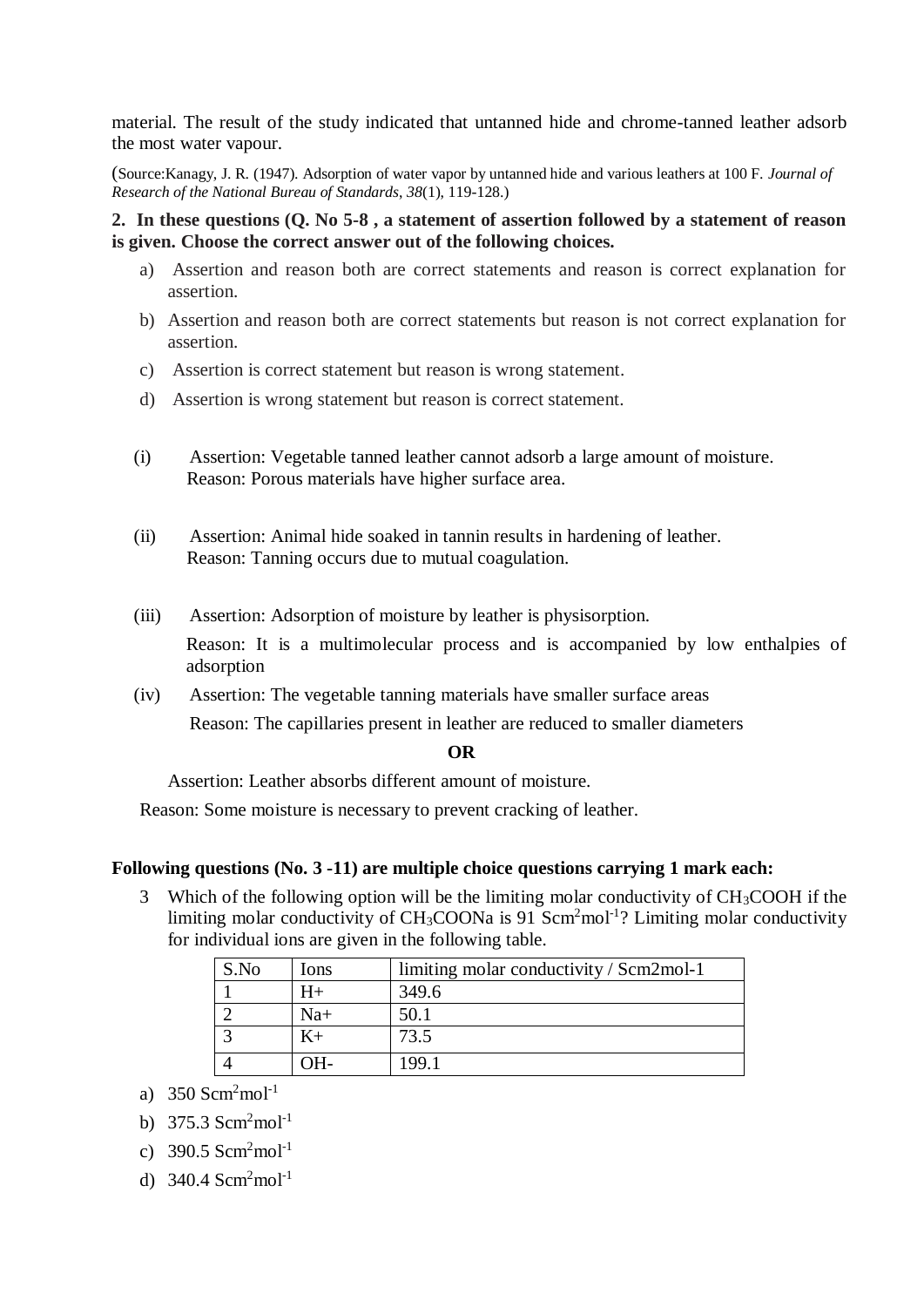material. The result of the study indicated that untanned hide and chrome-tanned leather adsorb the most water vapour.

(Source:Kanagy, J. R. (1947). Adsorption of water vapor by untanned hide and various leathers at 100 F. *Journal of Research of the National Bureau of Standards*, *38*(1), 119-128.)

**2. In these questions (Q. No 5-8 , a statement of assertion followed by a statement of reason is given. Choose the correct answer out of the following choices.**

a) Assertion and reason both are correct statements and reason is correct explanation for assertion.

b) Assertion and reason both are correct statements but reason is not correct explanation for assertion.

c) Assertion is correct statement but reason is wrong statement.

d) Assertion is wrong statement but reason is correct statement.

(i) Assertion: Vegetable tanned leather cannot adsorb a large amount of moisture.
Reason: Porous materials have higher surface area.

(ii) Assertion: Animal hide soaked in tannin results in hardening of leather.
Reason: Tanning occurs due to mutual coagulation.

(iii) Assertion: Adsorption of moisture by leather is physisorption.
Reason: It is a multimolecular process and is accompanied by low enthalpies of adsorption

(iv) Assertion: The vegetable tanning materials have smaller surface areas
Reason: The capillaries present in leather are reduced to smaller diameters

**OR**

Assertion: Leather absorbs different amount of moisture.
Reason: Some moisture is necessary to prevent cracking of leather.

**Following questions (No. 3 -11) are multiple choice questions carrying 1 mark each:**

3 Which of the following option will be the limiting molar conductivity of $CH_3COOH$ if the limiting molar conductivity of $CH_3COONa$ is 91 $Scm^2mol^{-1}$? Limiting molar conductivity for individual ions are given in the following table.

| S.No | Ions | limiting molar conductivity / Scm2mol-1 |
|---|---|---|
| 1 | H+ | 349.6 |
| 2 | Na+ | 50.1 |
| 3 | K+ | 73.5 |
| 4 | OH- | 199.1 |

a) 350 $Scm^2mol^{-1}$

b) 375.3 $Scm^2mol^{-1}$

c) 390.5 $Scm^2mol^{-1}$

d) 340.4 $Scm^2mol^{-1}$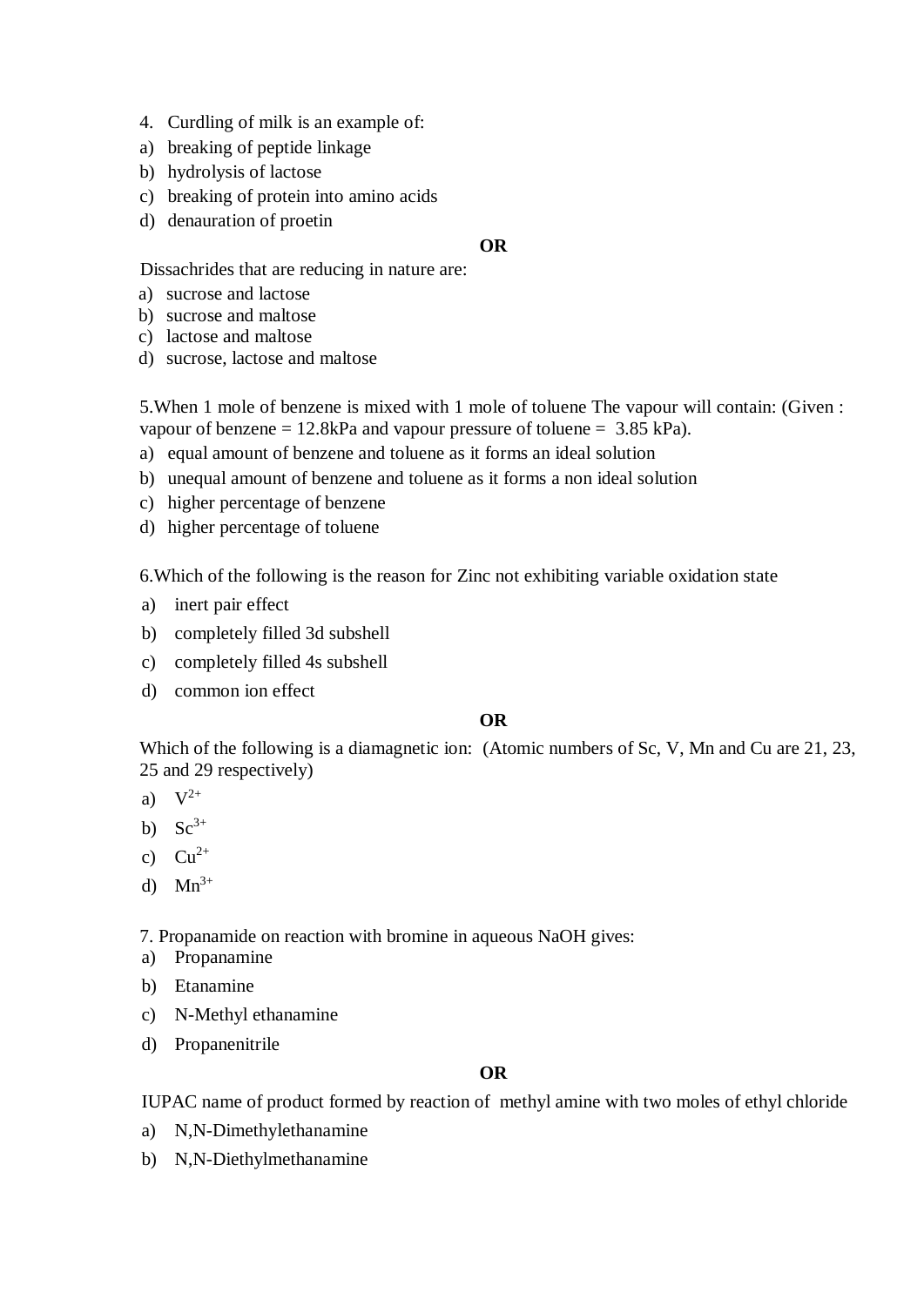4. Curdling of milk is an example of:

a) breaking of peptide linkage
b) hydrolysis of lactose
c) breaking of protein into amino acids
d) denauration of proetin

**OR**

Dissachrides that are reducing in nature are:

a) sucrose and lactose
b) sucrose and maltose
c) lactose and maltose
d) sucrose, lactose and maltose

5.When 1 mole of benzene is mixed with 1 mole of toluene The vapour will contain: (Given : vapour of benzene = 12.8kPa and vapour pressure of toluene = 3.85 kPa).

a) equal amount of benzene and toluene as it forms an ideal solution
b) unequal amount of benzene and toluene as it forms a non ideal solution
c) higher percentage of benzene
d) higher percentage of toluene

6.Which of the following is the reason for Zinc not exhibiting variable oxidation state

a) inert pair effect
b) completely filled 3d subshell
c) completely filled 4s subshell
d) common ion effect

**OR**

Which of the following is a diamagnetic ion: (Atomic numbers of Sc, V, Mn and Cu are 21, 23, 25 and 29 respectively)

a) $V^{2+}$
b) $Sc^{3+}$
c) $Cu^{2+}$
d) $Mn^{3+}$

7. Propanamide on reaction with bromine in aqueous NaOH gives:

a) Propanamine
b) Etanamine
c) N-Methyl ethanamine
d) Propanenitrile

**OR**

IUPAC name of product formed by reaction of methyl amine with two moles of ethyl chloride

a) N,N-Dimethylethanamine
b) N,N-Diethylmethanamine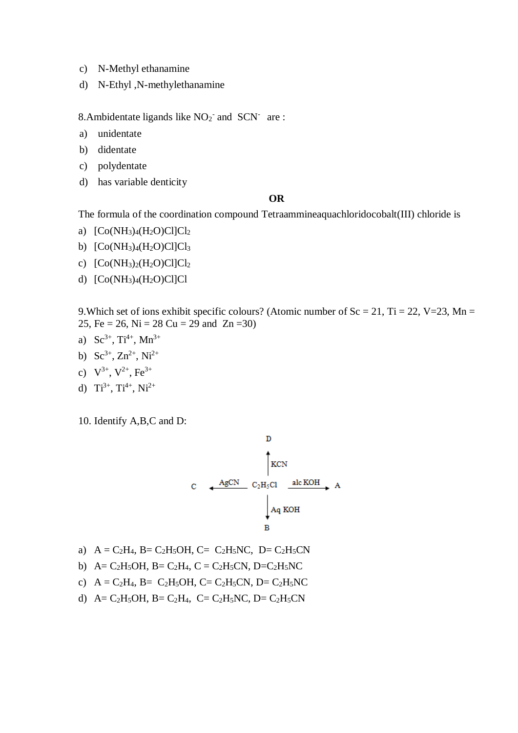c) N-Methyl ethanamine

d) N-Ethyl ,N-methylethanamine

8.Ambidentate ligands like $NO_2^-$ and $SCN^-$ are :

a) unidentate

b) didentate

c) polydentate

d) has variable denticity

**OR**

The formula of the coordination compound Tetraammineaquachloridocobalt(III) chloride is

a) $[Co(NH_3)_4(H_2O)Cl]Cl_2$

b) $[Co(NH_3)_4(H_2O)Cl]Cl_3$

c) $[Co(NH_3)_2(H_2O)Cl]Cl_2$

d) $[Co(NH_3)_4(H_2O)Cl]Cl$

9.Which set of ions exhibit specific colours? (Atomic number of Sc = 21, Ti = 22, V=23, Mn = 25, Fe = 26, Ni = 28 Cu = 29 and Zn =30)

a) $Sc^{3+}$, $Ti^{4+}$, $Mn^{3+}$

b) $Sc^{3+}$, $Zn^{2+}$, $Ni^{2+}$

c) $V^{3+}$, $V^{2+}$, $Fe^{3+}$

d) $Ti^{3+}$, $Ti^{4+}$, $Ni^{2+}$

10. Identify A,B,C and D:

$$C \xleftarrow{AgCN} C_2H_5Cl \xrightarrow{alc\ KOH} A$$

$$C_2H_5Cl \xrightarrow{KCN} D \qquad C_2H_5Cl \xrightarrow{Aq\ KOH} B$$

a) A = $C_2H_4$, B= $C_2H_5OH$, C= $C_2H_5NC$, D= $C_2H_5CN$

b) A= $C_2H_5OH$, B= $C_2H_4$, C = $C_2H_5CN$, D=$C_2H_5NC$

c) A = $C_2H_4$, B= $C_2H_5OH$, C= $C_2H_5CN$, D= $C_2H_5NC$

d) A= $C_2H_5OH$, B= $C_2H_4$, C= $C_2H_5NC$, D= $C_2H_5CN$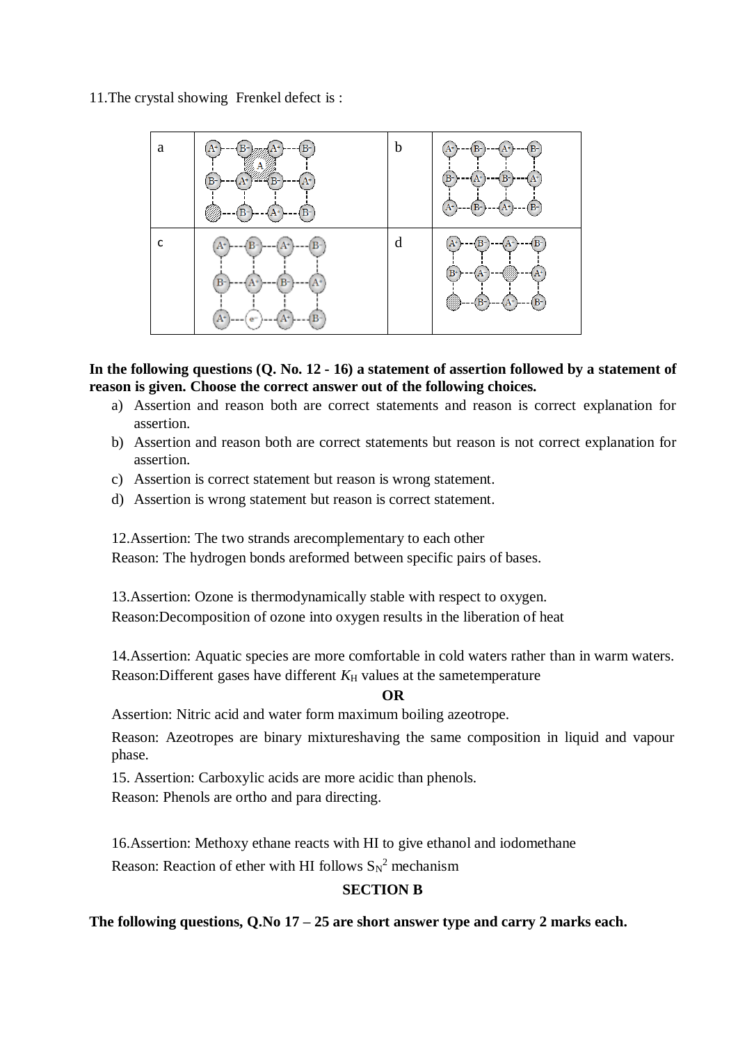11.The crystal showing  Frenkel defect is :

| a | | b | |
|---|---|---|---|
| c | | d | |

**In the following questions (Q. No. 12 - 16) a statement of assertion followed by a statement of reason is given. Choose the correct answer out of the following choices.**

a) Assertion and reason both are correct statements and reason is correct explanation for assertion.
b) Assertion and reason both are correct statements but reason is not correct explanation for assertion.
c) Assertion is correct statement but reason is wrong statement.
d) Assertion is wrong statement but reason is correct statement.

12.Assertion: The two strands arecomplementary to each other
Reason: The hydrogen bonds areformed between specific pairs of bases.

13.Assertion: Ozone is thermodynamically stable with respect to oxygen.
Reason:Decomposition of ozone into oxygen results in the liberation of heat

14.Assertion: Aquatic species are more comfortable in cold waters rather than in warm waters.
Reason:Different gases have different $K_H$ values at the sametemperature

**OR**

Assertion: Nitric acid and water form maximum boiling azeotrope.

Reason: Azeotropes are binary mixtureshaving the same composition in liquid and vapour phase.

15. Assertion: Carboxylic acids are more acidic than phenols.
Reason: Phenols are ortho and para directing.

16.Assertion: Methoxy ethane reacts with HI to give ethanol and iodomethane
Reason: Reaction of ether with HI follows $S_N2$ mechanism

## SECTION B

**The following questions, Q.No 17 – 25 are short answer type and carry 2 marks each.**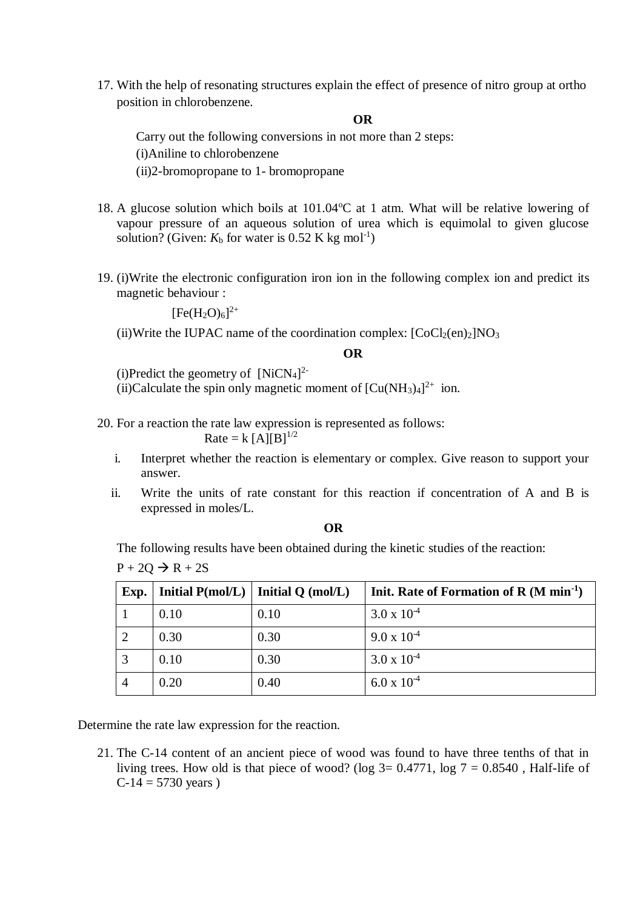17. With the help of resonating structures explain the effect of presence of nitro group at ortho position in chlorobenzene.

**OR**

Carry out the following conversions in not more than 2 steps:
(i)Aniline to chlorobenzene
(ii)2-bromopropane to 1- bromopropane

18. A glucose solution which boils at 101.04°C at 1 atm. What will be relative lowering of vapour pressure of an aqueous solution of urea which is equimolal to given glucose solution? (Given: $K_b$ for water is 0.52 K kg mol$^{-1}$)

19. (i)Write the electronic configuration iron ion in the following complex ion and predict its magnetic behaviour :

$[Fe(H_2O)_6]^{2+}$

(ii)Write the IUPAC name of the coordination complex: $[CoCl_2(en)_2]NO_3$

**OR**

(i)Predict the geometry of $[NiCN_4]^{2-}$
(ii)Calculate the spin only magnetic moment of $[Cu(NH_3)_4]^{2+}$ ion.

20. For a reaction the rate law expression is represented as follows:

$$\text{Rate} = k\,[A][B]^{1/2}$$

i. Interpret whether the reaction is elementary or complex. Give reason to support your answer.
ii. Write the units of rate constant for this reaction if concentration of A and B is expressed in moles/L.

**OR**

The following results have been obtained during the kinetic studies of the reaction:

$P + 2Q \rightarrow R + 2S$

| Exp. | Initial P(mol/L) | Initial Q (mol/L) | Init. Rate of Formation of R (M min$^{-1}$) |
|---|---|---|---|
| 1 | 0.10 | 0.10 | $3.0 \times 10^{-4}$ |
| 2 | 0.30 | 0.30 | $9.0 \times 10^{-4}$ |
| 3 | 0.10 | 0.30 | $3.0 \times 10^{-4}$ |
| 4 | 0.20 | 0.40 | $6.0 \times 10^{-4}$ |

Determine the rate law expression for the reaction.

21. The C-14 content of an ancient piece of wood was found to have three tenths of that in living trees. How old is that piece of wood? (log 3= 0.4771, log 7 = 0.8540 , Half-life of C-14 = 5730 years )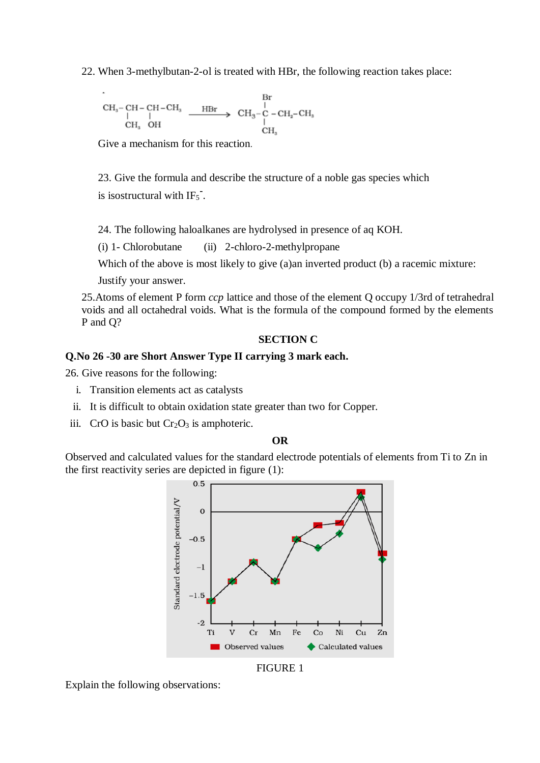22. When 3-methylbutan-2-ol is treated with HBr, the following reaction takes place:

$$CH_3-\underset{\underset{CH_3}{|}}{CH}-\underset{\underset{OH}{|}}{CH}-CH_3 \xrightarrow{HBr} CH_3-\underset{\underset{CH_3}{|}}{\overset{\overset{Br}{|}}{C}}-CH_2-CH_3$$

Give a mechanism for this reaction.

23. Give the formula and describe the structure of a noble gas species which is isostructural with $IF_5^-$.

24. The following haloalkanes are hydrolysed in presence of aq KOH.

(i) 1- Chlorobutane (ii) 2-chloro-2-methylpropane

Which of the above is most likely to give (a)an inverted product (b) a racemic mixture: Justify your answer.

25.Atoms of element P form *ccp* lattice and those of the element Q occupy 1/3rd of tetrahedral voids and all octahedral voids. What is the formula of the compound formed by the elements P and Q?

**SECTION C**

**Q.No 26 -30 are Short Answer Type II carrying 3 mark each.**

26. Give reasons for the following:

i. Transition elements act as catalysts
ii. It is difficult to obtain oxidation state greater than two for Copper.
iii. CrO is basic but $Cr_2O_3$ is amphoteric.

**OR**

Observed and calculated values for the standard electrode potentials of elements from Ti to Zn in the first reactivity series are depicted in figure (1):

FIGURE 1

Explain the following observations: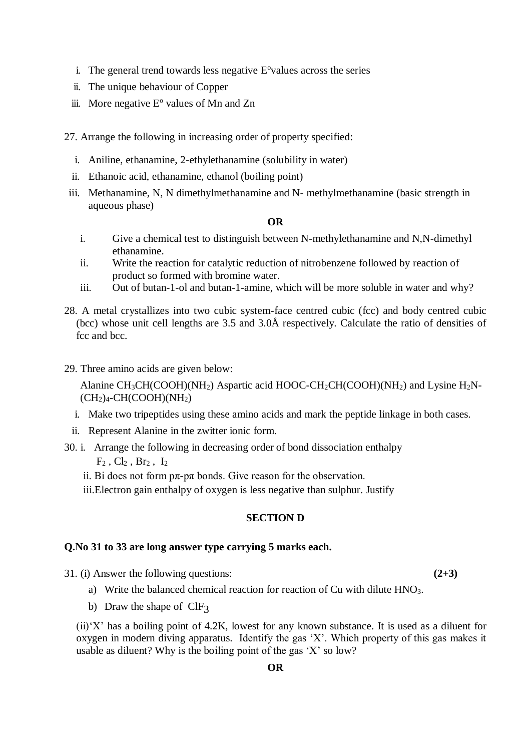i. The general trend towards less negative $E^o$ values across the series
ii. The unique behaviour of Copper
iii. More negative $E^o$ values of Mn and Zn

27. Arrange the following in increasing order of property specified:

   i. Aniline, ethanamine, 2-ethylethanamine (solubility in water)
   ii. Ethanoic acid, ethanamine, ethanol (boiling point)
   iii. Methanamine, N, N dimethylmethanamine and N- methylmethanamine (basic strength in aqueous phase)

**OR**

   i. Give a chemical test to distinguish between N-methylethanamine and N,N-dimethyl ethanamine.
   ii. Write the reaction for catalytic reduction of nitrobenzene followed by reaction of product so formed with bromine water.
   iii. Out of butan-1-ol and butan-1-amine, which will be more soluble in water and why?

28. A metal crystallizes into two cubic system-face centred cubic (fcc) and body centred cubic (bcc) whose unit cell lengths are 3.5 and 3.0Å respectively. Calculate the ratio of densities of fcc and bcc.

29. Three amino acids are given below:

   Alanine $CH_3CH(COOH)(NH_2)$ Aspartic acid $HOOC\text{-}CH_2CH(COOH)(NH_2)$ and Lysine $H_2N\text{-}(CH_2)_4\text{-}CH(COOH)(NH_2)$

   i. Make two tripeptides using these amino acids and mark the peptide linkage in both cases.
   ii. Represent Alanine in the zwitter ionic form.

30. i. Arrange the following in decreasing order of bond dissociation enthalpy
   $F_2$ , $Cl_2$ , $Br_2$ , $I_2$
   ii. Bi does not form pπ-pπ bonds. Give reason for the observation.
   iii. Electron gain enthalpy of oxygen is less negative than sulphur. Justify

## SECTION D

**Q.No 31 to 33 are long answer type carrying 5 marks each.**

31. (i) Answer the following questions: **(2+3)**

   a) Write the balanced chemical reaction for reaction of Cu with dilute $HNO_3$.
   b) Draw the shape of $ClF_3$

   (ii)'X' has a boiling point of 4.2K, lowest for any known substance. It is used as a diluent for oxygen in modern diving apparatus. Identify the gas 'X'. Which property of this gas makes it usable as diluent? Why is the boiling point of the gas 'X' so low?

**OR**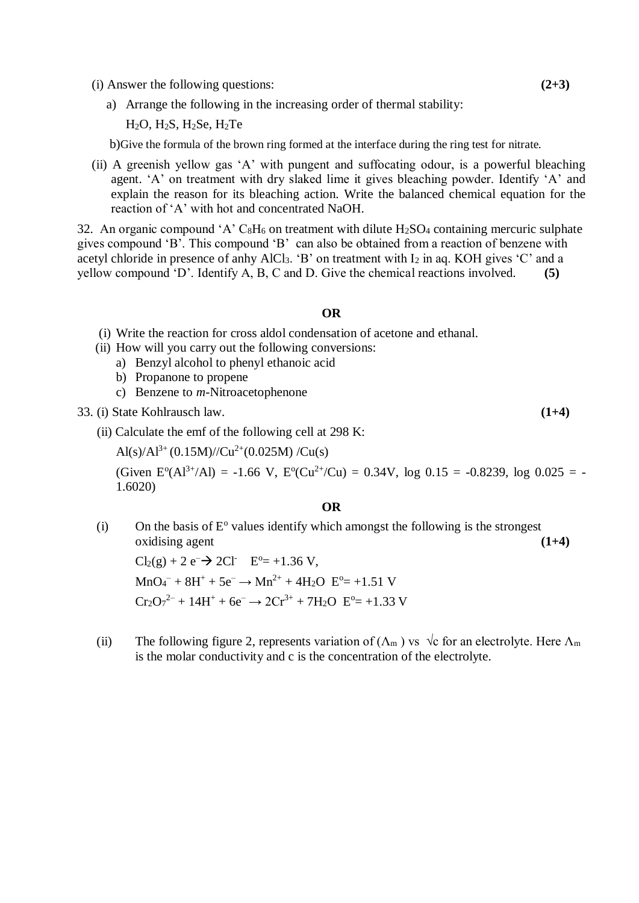(i) Answer the following questions: **(2+3)**

a) Arrange the following in the increasing order of thermal stability:

$H_2O$, $H_2S$, $H_2Se$, $H_2Te$

b) Give the formula of the brown ring formed at the interface during the ring test for nitrate.

(ii) A greenish yellow gas 'A' with pungent and suffocating odour, is a powerful bleaching agent. 'A' on treatment with dry slaked lime it gives bleaching powder. Identify 'A' and explain the reason for its bleaching action. Write the balanced chemical equation for the reaction of 'A' with hot and concentrated NaOH.

32. An organic compound 'A' $C_8H_6$ on treatment with dilute $H_2SO_4$ containing mercuric sulphate gives compound 'B'. This compound 'B' can also be obtained from a reaction of benzene with acetyl chloride in presence of anhy $AlCl_3$. 'B' on treatment with $I_2$ in aq. KOH gives 'C' and a yellow compound 'D'. Identify A, B, C and D. Give the chemical reactions involved. **(5)**

**OR**

(i) Write the reaction for cross aldol condensation of acetone and ethanal.

(ii) How will you carry out the following conversions:

a) Benzyl alcohol to phenyl ethanoic acid

b) Propanone to propene

c) Benzene to *m*-Nitroacetophenone

33. (i) State Kohlrausch law. **(1+4)**

(ii) Calculate the emf of the following cell at 298 K:

$Al(s)/Al^{3+}(0.15M)//Cu^{2+}(0.025M)/Cu(s)$

(Given $E^o(Al^{3+}/Al) = -1.66$ V, $E^o(Cu^{2+}/Cu) = 0.34$V, $\log 0.15 = -0.8239$, $\log 0.025 = -1.6020$)

**OR**

(i) On the basis of $E^o$ values identify which amongst the following is the strongest oxidising agent **(1+4)**

$Cl_2(g) + 2e^- \rightarrow 2Cl^-$ $E^o = +1.36$ V,

$MnO_4^- + 8H^+ + 5e^- \rightarrow Mn^{2+} + 4H_2O$ $E^o = +1.51$ V

$Cr_2O_7^{2-} + 14H^+ + 6e^- \rightarrow 2Cr^{3+} + 7H_2O$ $E^o = +1.33$ V

(ii) The following figure 2, represents variation of ($\Lambda_m$) vs $\sqrt{c}$ for an electrolyte. Here $\Lambda_m$ is the molar conductivity and c is the concentration of the electrolyte.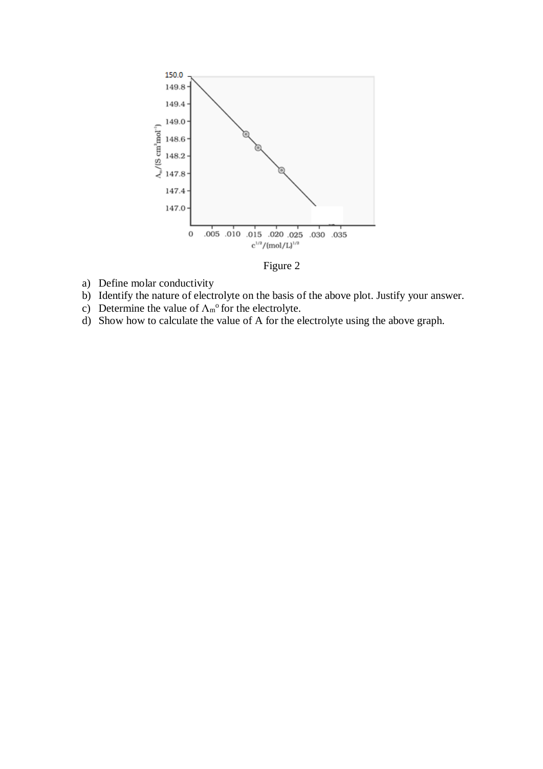150.0
149.8
149.4
149.0
148.6
148.2
147.8
147.4
147.0

$\Lambda_m$/(S cm$^2$mol$^{-1}$)

0 .005 .010 .015 .020 .025 .030 .035

$c^{1/2}$/(mol/L)$^{1/2}$

Figure 2

a) Define molar conductivity
b) Identify the nature of electrolyte on the basis of the above plot. Justify your answer.
c) Determine the value of $\Lambda_m^o$ for the electrolyte.
d) Show how to calculate the value of A for the electrolyte using the above graph.